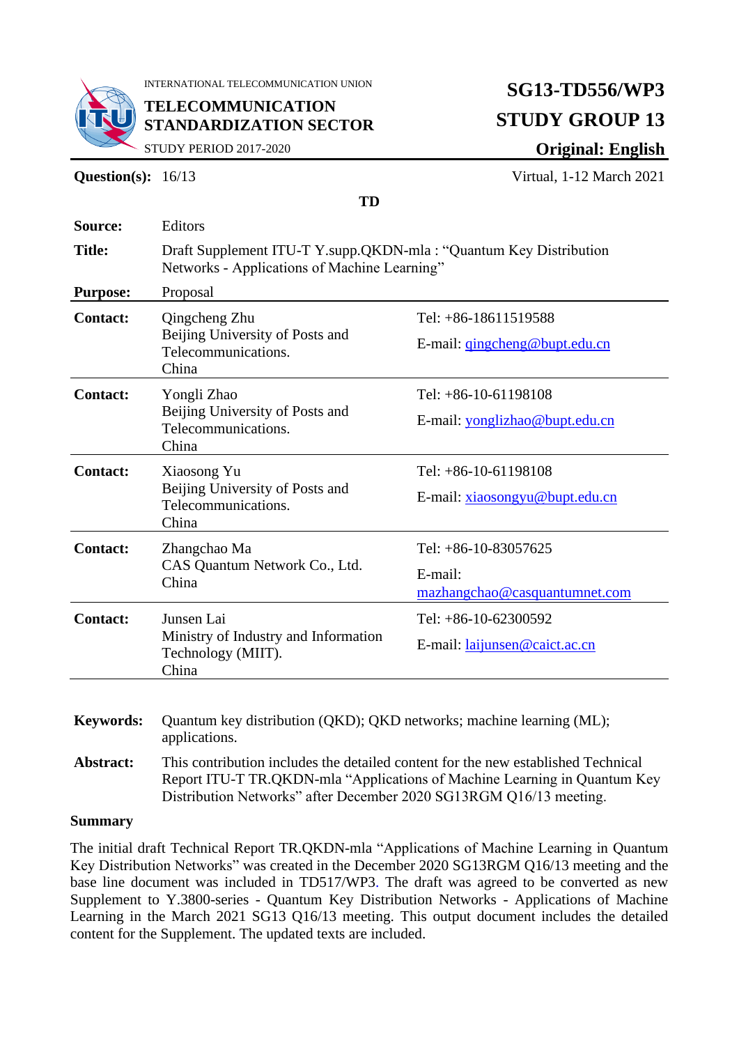INTERNATIONAL TELECOMMUNICATION UNION

**TELECOMMUNICATION STANDARDIZATION SECTOR**

STUDY PERIOD 2017-2020

**SG13-TD556/WP3**

**STUDY GROUP 13**

**Original: English**

**Question(s):** 16/13 — Virtual, 1-12 March 2021

**TD**

| | |
|---|---|
| **Source:** | Editors |
| **Title:** | Draft Supplement ITU-T Y.supp.QKDN-mla : "Quantum Key Distribution Networks - Applications of Machine Learning" |
| **Purpose:** | Proposal |

| | | |
|---|---|---|
| **Contact:** | Qingcheng Zhu<br>Beijing University of Posts and Telecommunications.<br>China | Tel: +86-18611519588<br>E-mail: qingcheng@bupt.edu.cn |
| **Contact:** | Yongli Zhao<br>Beijing University of Posts and Telecommunications.<br>China | Tel: +86-10-61198108<br>E-mail: yonglizhao@bupt.edu.cn |
| **Contact:** | Xiaosong Yu<br>Beijing University of Posts and Telecommunications.<br>China | Tel: +86-10-61198108<br>E-mail: xiaosongyu@bupt.edu.cn |
| **Contact:** | Zhangchao Ma<br>CAS Quantum Network Co., Ltd.<br>China | Tel: +86-10-83057625<br>E-mail: mazhangchao@casquantumnet.com |
| **Contact:** | Junsen Lai<br>Ministry of Industry and Information Technology (MIIT).<br>China | Tel: +86-10-62300592<br>E-mail: laijunsen@caict.ac.cn |

| | |
|---|---|
| **Keywords:** | Quantum key distribution (QKD); QKD networks; machine learning (ML); applications. |
| **Abstract:** | This contribution includes the detailed content for the new established Technical Report ITU-T TR.QKDN-mla "Applications of Machine Learning in Quantum Key Distribution Networks" after December 2020 SG13RGM Q16/13 meeting. |

**Summary**

The initial draft Technical Report TR.QKDN-mla "Applications of Machine Learning in Quantum Key Distribution Networks" was created in the December 2020 SG13RGM Q16/13 meeting and the base line document was included in TD517/WP3. The draft was agreed to be converted as new Supplement to Y.3800-series - Quantum Key Distribution Networks - Applications of Machine Learning in the March 2021 SG13 Q16/13 meeting. This output document includes the detailed content for the Supplement. The updated texts are included.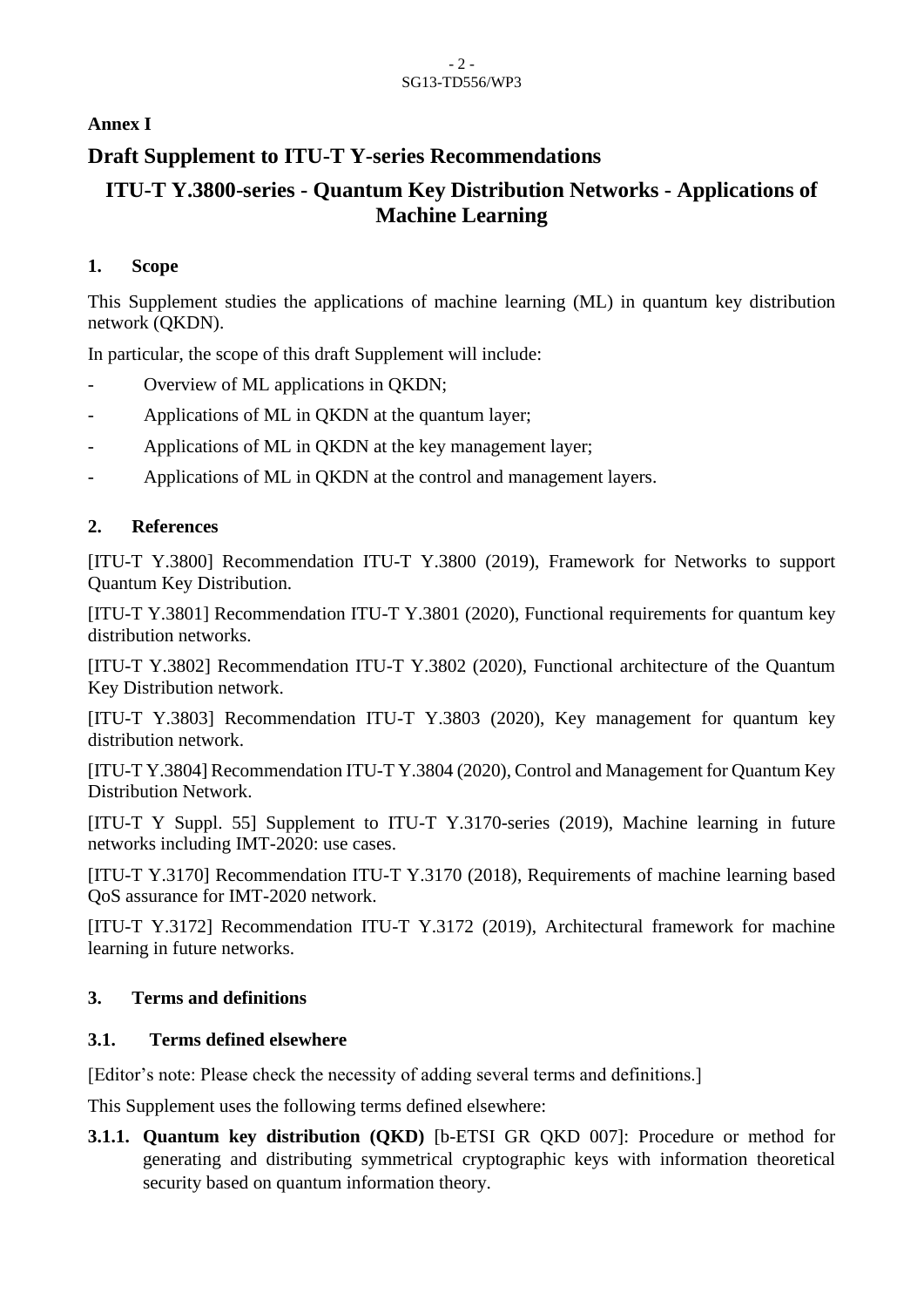**Annex I**

## Draft Supplement to ITU-T Y-series Recommendations

# ITU-T Y.3800-series - Quantum Key Distribution Networks - Applications of Machine Learning

### 1. Scope

This Supplement studies the applications of machine learning (ML) in quantum key distribution network (QKDN).

In particular, the scope of this draft Supplement will include:

- Overview of ML applications in QKDN;
- Applications of ML in QKDN at the quantum layer;
- Applications of ML in QKDN at the key management layer;
- Applications of ML in QKDN at the control and management layers.

### 2. References

[ITU-T Y.3800] Recommendation ITU-T Y.3800 (2019), Framework for Networks to support Quantum Key Distribution.

[ITU-T Y.3801] Recommendation ITU-T Y.3801 (2020), Functional requirements for quantum key distribution networks.

[ITU-T Y.3802] Recommendation ITU-T Y.3802 (2020), Functional architecture of the Quantum Key Distribution network.

[ITU-T Y.3803] Recommendation ITU-T Y.3803 (2020), Key management for quantum key distribution network.

[ITU-T Y.3804] Recommendation ITU-T Y.3804 (2020), Control and Management for Quantum Key Distribution Network.

[ITU-T Y Suppl. 55] Supplement to ITU-T Y.3170-series (2019), Machine learning in future networks including IMT-2020: use cases.

[ITU-T Y.3170] Recommendation ITU-T Y.3170 (2018), Requirements of machine learning based QoS assurance for IMT-2020 network.

[ITU-T Y.3172] Recommendation ITU-T Y.3172 (2019), Architectural framework for machine learning in future networks.

### 3. Terms and definitions

#### 3.1. Terms defined elsewhere

[Editor's note: Please check the necessity of adding several terms and definitions.]

This Supplement uses the following terms defined elsewhere:

**3.1.1. Quantum key distribution (QKD)** [b-ETSI GR QKD 007]: Procedure or method for generating and distributing symmetrical cryptographic keys with information theoretical security based on quantum information theory.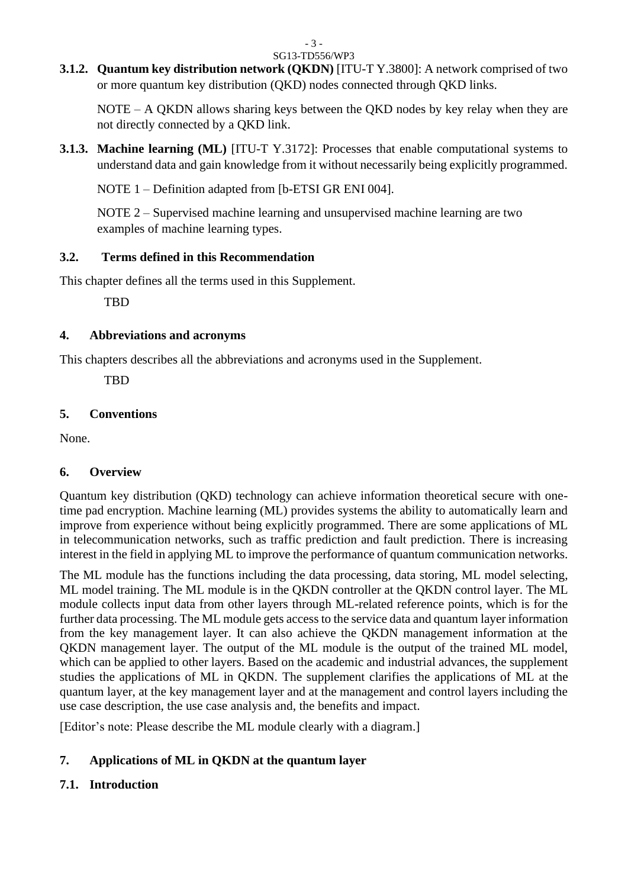**3.1.2. Quantum key distribution network (QKDN)** [ITU-T Y.3800]: A network comprised of two or more quantum key distribution (QKD) nodes connected through QKD links.

NOTE – A QKDN allows sharing keys between the QKD nodes by key relay when they are not directly connected by a QKD link.

**3.1.3. Machine learning (ML)** [ITU-T Y.3172]: Processes that enable computational systems to understand data and gain knowledge from it without necessarily being explicitly programmed.

NOTE 1 – Definition adapted from [b-ETSI GR ENI 004].

NOTE 2 – Supervised machine learning and unsupervised machine learning are two examples of machine learning types.

### 3.2. Terms defined in this Recommendation

This chapter defines all the terms used in this Supplement.

TBD

## 4. Abbreviations and acronyms

This chapters describes all the abbreviations and acronyms used in the Supplement.

TBD

## 5. Conventions

None.

## 6. Overview

Quantum key distribution (QKD) technology can achieve information theoretical secure with one-time pad encryption. Machine learning (ML) provides systems the ability to automatically learn and improve from experience without being explicitly programmed. There are some applications of ML in telecommunication networks, such as traffic prediction and fault prediction. There is increasing interest in the field in applying ML to improve the performance of quantum communication networks.

The ML module has the functions including the data processing, data storing, ML model selecting, ML model training. The ML module is in the QKDN controller at the QKDN control layer. The ML module collects input data from other layers through ML-related reference points, which is for the further data processing. The ML module gets access to the service data and quantum layer information from the key management layer. It can also achieve the QKDN management information at the QKDN management layer. The output of the ML module is the output of the trained ML model, which can be applied to other layers. Based on the academic and industrial advances, the supplement studies the applications of ML in QKDN. The supplement clarifies the applications of ML at the quantum layer, at the key management layer and at the management and control layers including the use case description, the use case analysis and, the benefits and impact.

[Editor's note: Please describe the ML module clearly with a diagram.]

## 7. Applications of ML in QKDN at the quantum layer

### 7.1. Introduction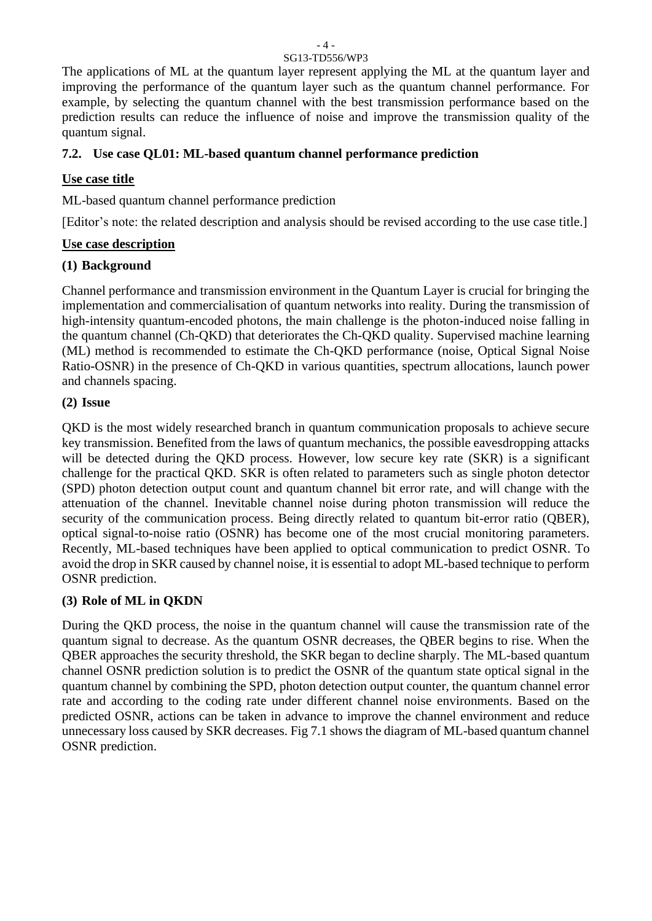The applications of ML at the quantum layer represent applying the ML at the quantum layer and improving the performance of the quantum layer such as the quantum channel performance. For example, by selecting the quantum channel with the best transmission performance based on the prediction results can reduce the influence of noise and improve the transmission quality of the quantum signal.

### 7.2. Use case QL01: ML-based quantum channel performance prediction

**Use case title**

ML-based quantum channel performance prediction

[Editor's note: the related description and analysis should be revised according to the use case title.]

**Use case description**

**(1) Background**

Channel performance and transmission environment in the Quantum Layer is crucial for bringing the implementation and commercialisation of quantum networks into reality. During the transmission of high-intensity quantum-encoded photons, the main challenge is the photon-induced noise falling in the quantum channel (Ch-QKD) that deteriorates the Ch-QKD quality. Supervised machine learning (ML) method is recommended to estimate the Ch-QKD performance (noise, Optical Signal Noise Ratio-OSNR) in the presence of Ch-QKD in various quantities, spectrum allocations, launch power and channels spacing.

**(2) Issue**

QKD is the most widely researched branch in quantum communication proposals to achieve secure key transmission. Benefited from the laws of quantum mechanics, the possible eavesdropping attacks will be detected during the QKD process. However, low secure key rate (SKR) is a significant challenge for the practical QKD. SKR is often related to parameters such as single photon detector (SPD) photon detection output count and quantum channel bit error rate, and will change with the attenuation of the channel. Inevitable channel noise during photon transmission will reduce the security of the communication process. Being directly related to quantum bit-error ratio (QBER), optical signal-to-noise ratio (OSNR) has become one of the most crucial monitoring parameters. Recently, ML-based techniques have been applied to optical communication to predict OSNR. To avoid the drop in SKR caused by channel noise, it is essential to adopt ML-based technique to perform OSNR prediction.

**(3) Role of ML in QKDN**

During the QKD process, the noise in the quantum channel will cause the transmission rate of the quantum signal to decrease. As the quantum OSNR decreases, the QBER begins to rise. When the QBER approaches the security threshold, the SKR began to decline sharply. The ML-based quantum channel OSNR prediction solution is to predict the OSNR of the quantum state optical signal in the quantum channel by combining the SPD, photon detection output counter, the quantum channel error rate and according to the coding rate under different channel noise environments. Based on the predicted OSNR, actions can be taken in advance to improve the channel environment and reduce unnecessary loss caused by SKR decreases. Fig 7.1 shows the diagram of ML-based quantum channel OSNR prediction.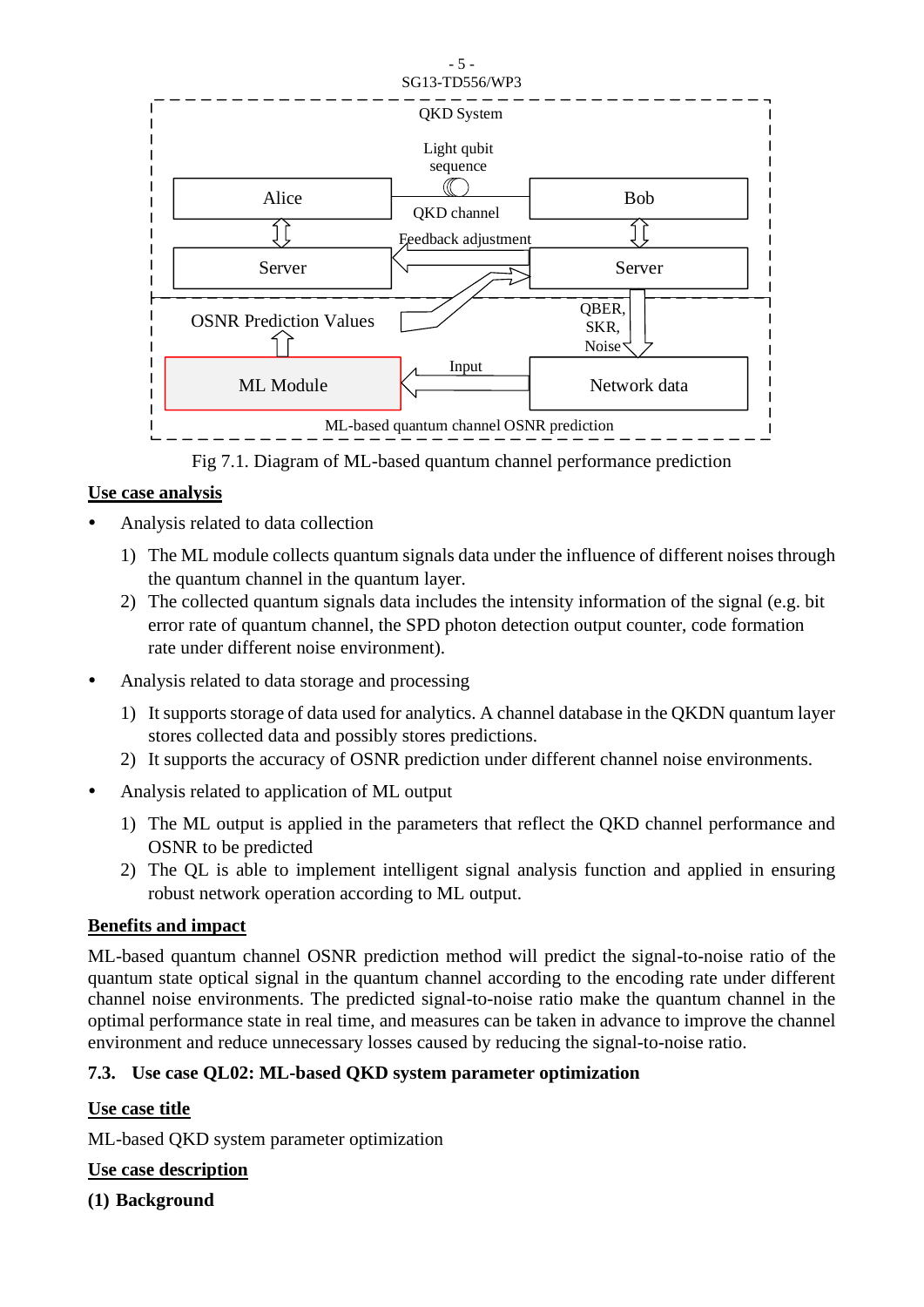QKD System

Light qubit sequence

Alice | QKD channel | Bob

Feedback adjustment

Server | Server

OSNR Prediction Values | QBER, SKR, Noise

ML Module | Input | Network data

ML-based quantum channel OSNR prediction

Fig 7.1. Diagram of ML-based quantum channel performance prediction

**Use case analysis**

- Analysis related to data collection
  1) The ML module collects quantum signals data under the influence of different noises through the quantum channel in the quantum layer.
  2) The collected quantum signals data includes the intensity information of the signal (e.g. bit error rate of quantum channel, the SPD photon detection output counter, code formation rate under different noise environment).
- Analysis related to data storage and processing
  1) It supports storage of data used for analytics. A channel database in the QKDN quantum layer stores collected data and possibly stores predictions.
  2) It supports the accuracy of OSNR prediction under different channel noise environments.
- Analysis related to application of ML output
  1) The ML output is applied in the parameters that reflect the QKD channel performance and OSNR to be predicted
  2) The QL is able to implement intelligent signal analysis function and applied in ensuring robust network operation according to ML output.

**Benefits and impact**

ML-based quantum channel OSNR prediction method will predict the signal-to-noise ratio of the quantum state optical signal in the quantum channel according to the encoding rate under different channel noise environments. The predicted signal-to-noise ratio make the quantum channel in the optimal performance state in real time, and measures can be taken in advance to improve the channel environment and reduce unnecessary losses caused by reducing the signal-to-noise ratio.

### 7.3. Use case QL02: ML-based QKD system parameter optimization

**Use case title**

ML-based QKD system parameter optimization

**Use case description**

**(1) Background**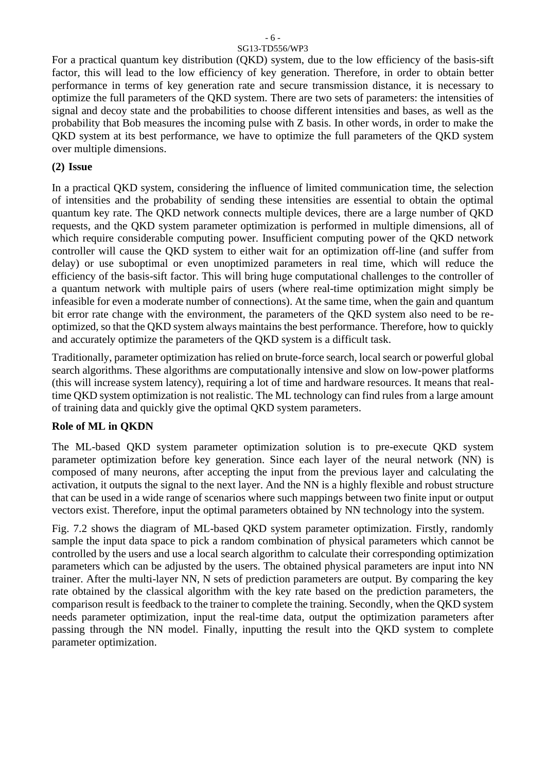For a practical quantum key distribution (QKD) system, due to the low efficiency of the basis-sift factor, this will lead to the low efficiency of key generation. Therefore, in order to obtain better performance in terms of key generation rate and secure transmission distance, it is necessary to optimize the full parameters of the QKD system. There are two sets of parameters: the intensities of signal and decoy state and the probabilities to choose different intensities and bases, as well as the probability that Bob measures the incoming pulse with Z basis. In other words, in order to make the QKD system at its best performance, we have to optimize the full parameters of the QKD system over multiple dimensions.

**(2) Issue**

In a practical QKD system, considering the influence of limited communication time, the selection of intensities and the probability of sending these intensities are essential to obtain the optimal quantum key rate. The QKD network connects multiple devices, there are a large number of QKD requests, and the QKD system parameter optimization is performed in multiple dimensions, all of which require considerable computing power. Insufficient computing power of the QKD network controller will cause the QKD system to either wait for an optimization off-line (and suffer from delay) or use suboptimal or even unoptimized parameters in real time, which will reduce the efficiency of the basis-sift factor. This will bring huge computational challenges to the controller of a quantum network with multiple pairs of users (where real-time optimization might simply be infeasible for even a moderate number of connections). At the same time, when the gain and quantum bit error rate change with the environment, the parameters of the QKD system also need to be re-optimized, so that the QKD system always maintains the best performance. Therefore, how to quickly and accurately optimize the parameters of the QKD system is a difficult task.

Traditionally, parameter optimization has relied on brute-force search, local search or powerful global search algorithms. These algorithms are computationally intensive and slow on low-power platforms (this will increase system latency), requiring a lot of time and hardware resources. It means that real-time QKD system optimization is not realistic. The ML technology can find rules from a large amount of training data and quickly give the optimal QKD system parameters.

**Role of ML in QKDN**

The ML-based QKD system parameter optimization solution is to pre-execute QKD system parameter optimization before key generation. Since each layer of the neural network (NN) is composed of many neurons, after accepting the input from the previous layer and calculating the activation, it outputs the signal to the next layer. And the NN is a highly flexible and robust structure that can be used in a wide range of scenarios where such mappings between two finite input or output vectors exist. Therefore, input the optimal parameters obtained by NN technology into the system.

Fig. 7.2 shows the diagram of ML-based QKD system parameter optimization. Firstly, randomly sample the input data space to pick a random combination of physical parameters which cannot be controlled by the users and use a local search algorithm to calculate their corresponding optimization parameters which can be adjusted by the users. The obtained physical parameters are input into NN trainer. After the multi-layer NN, N sets of prediction parameters are output. By comparing the key rate obtained by the classical algorithm with the key rate based on the prediction parameters, the comparison result is feedback to the trainer to complete the training. Secondly, when the QKD system needs parameter optimization, input the real-time data, output the optimization parameters after passing through the NN model. Finally, inputting the result into the QKD system to complete parameter optimization.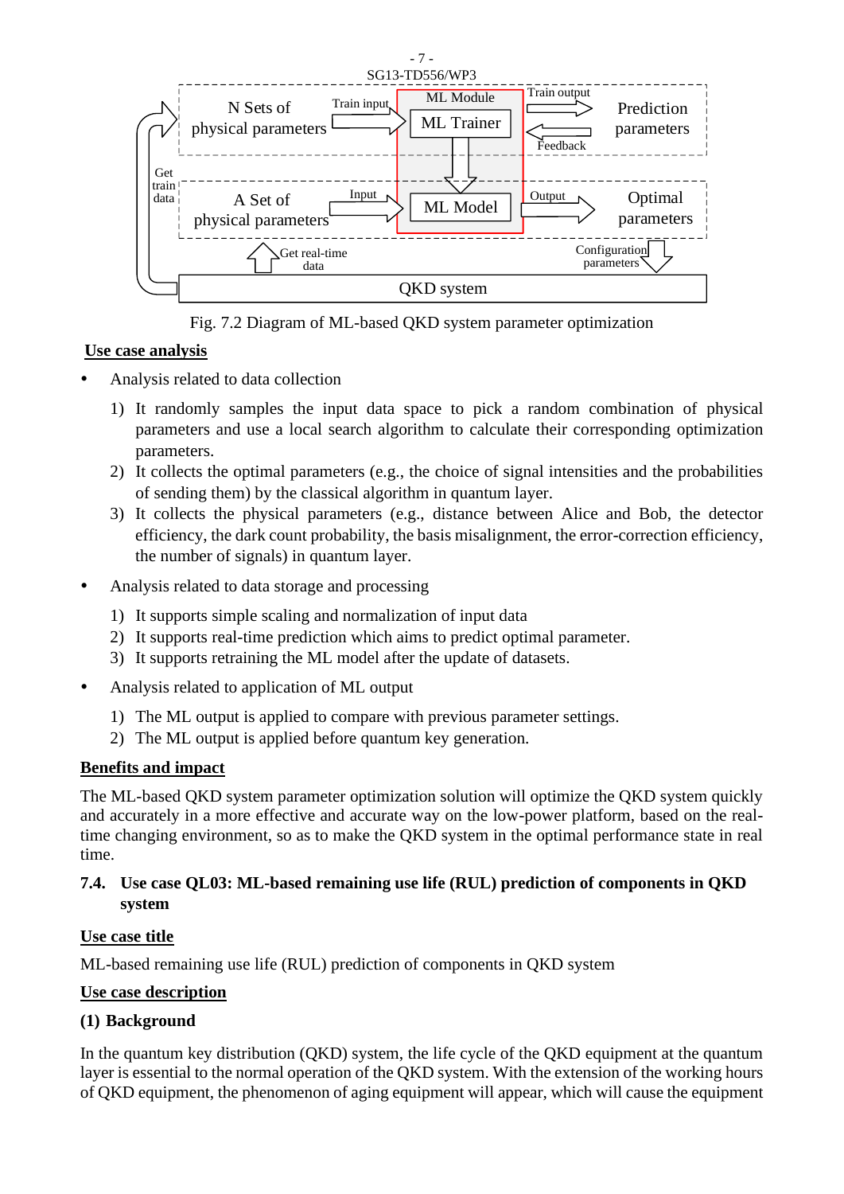Fig. 7.2 Diagram of ML-based QKD system parameter optimization

**Use case analysis**

- Analysis related to data collection
  1) It randomly samples the input data space to pick a random combination of physical parameters and use a local search algorithm to calculate their corresponding optimization parameters.
  2) It collects the optimal parameters (e.g., the choice of signal intensities and the probabilities of sending them) by the classical algorithm in quantum layer.
  3) It collects the physical parameters (e.g., distance between Alice and Bob, the detector efficiency, the dark count probability, the basis misalignment, the error-correction efficiency, the number of signals) in quantum layer.
- Analysis related to data storage and processing
  1) It supports simple scaling and normalization of input data
  2) It supports real-time prediction which aims to predict optimal parameter.
  3) It supports retraining the ML model after the update of datasets.
- Analysis related to application of ML output
  1) The ML output is applied to compare with previous parameter settings.
  2) The ML output is applied before quantum key generation.

**Benefits and impact**

The ML-based QKD system parameter optimization solution will optimize the QKD system quickly and accurately in a more effective and accurate way on the low-power platform, based on the real-time changing environment, so as to make the QKD system in the optimal performance state in real time.

### 7.4. Use case QL03: ML-based remaining use life (RUL) prediction of components in QKD system

**Use case title**

ML-based remaining use life (RUL) prediction of components in QKD system

**Use case description**

**(1) Background**

In the quantum key distribution (QKD) system, the life cycle of the QKD equipment at the quantum layer is essential to the normal operation of the QKD system. With the extension of the working hours of QKD equipment, the phenomenon of aging equipment will appear, which will cause the equipment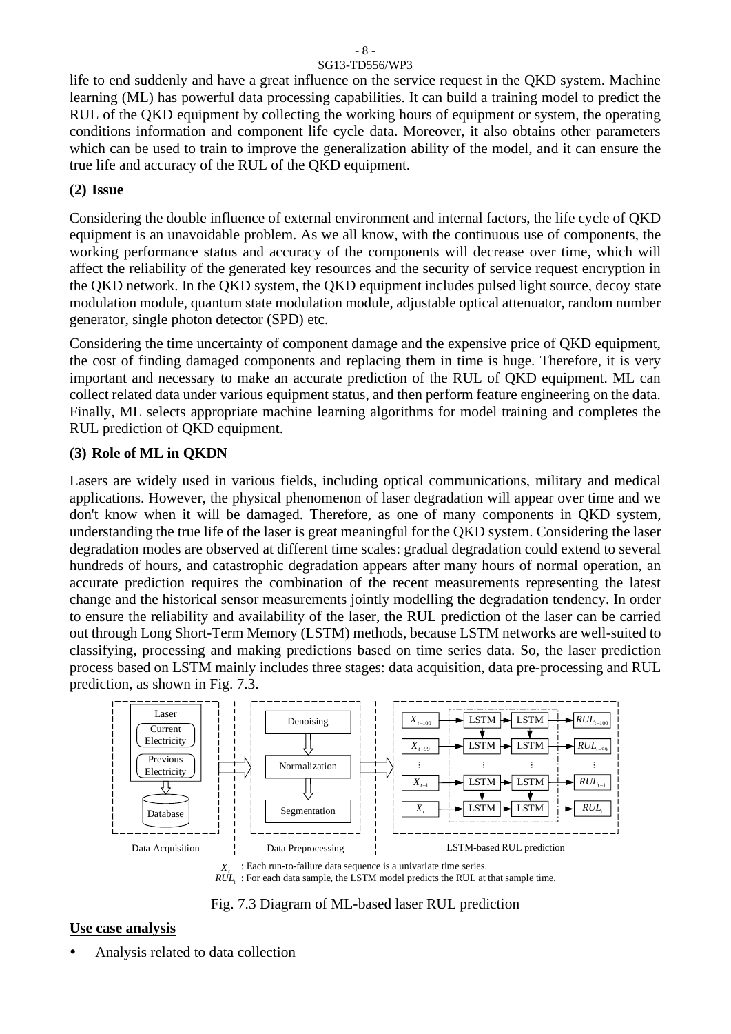life to end suddenly and have a great influence on the service request in the QKD system. Machine learning (ML) has powerful data processing capabilities. It can build a training model to predict the RUL of the QKD equipment by collecting the working hours of equipment or system, the operating conditions information and component life cycle data. Moreover, it also obtains other parameters which can be used to train to improve the generalization ability of the model, and it can ensure the true life and accuracy of the RUL of the QKD equipment.

**(2) Issue**

Considering the double influence of external environment and internal factors, the life cycle of QKD equipment is an unavoidable problem. As we all know, with the continuous use of components, the working performance status and accuracy of the components will decrease over time, which will affect the reliability of the generated key resources and the security of service request encryption in the QKD network. In the QKD system, the QKD equipment includes pulsed light source, decoy state modulation module, quantum state modulation module, adjustable optical attenuator, random number generator, single photon detector (SPD) etc.

Considering the time uncertainty of component damage and the expensive price of QKD equipment, the cost of finding damaged components and replacing them in time is huge. Therefore, it is very important and necessary to make an accurate prediction of the RUL of QKD equipment. ML can collect related data under various equipment status, and then perform feature engineering on the data. Finally, ML selects appropriate machine learning algorithms for model training and completes the RUL prediction of QKD equipment.

**(3) Role of ML in QKDN**

Lasers are widely used in various fields, including optical communications, military and medical applications. However, the physical phenomenon of laser degradation will appear over time and we don't know when it will be damaged. Therefore, as one of many components in QKD system, understanding the true life of the laser is great meaningful for the QKD system. Considering the laser degradation modes are observed at different time scales: gradual degradation could extend to several hundreds of hours, and catastrophic degradation appears after many hours of normal operation, an accurate prediction requires the combination of the recent measurements representing the latest change and the historical sensor measurements jointly modelling the degradation tendency. In order to ensure the reliability and availability of the laser, the RUL prediction of the laser can be carried out through Long Short-Term Memory (LSTM) methods, because LSTM networks are well-suited to classifying, processing and making predictions based on time series data. So, the laser prediction process based on LSTM mainly includes three stages: data acquisition, data pre-processing and RUL prediction, as shown in Fig. 7.3.

Laser: Current Electricity, Previous Electricity → Database | Denoising → Normalization → Segmentation | $X_{t-100}$, $X_{t-99}$, …, $X_{t-1}$, $X_t$ → LSTM → LSTM → $RUL_{t-100}$, $RUL_{t-99}$, …, $RUL_{t-1}$, $RUL_t$

Data Acquisition | Data Preprocessing | LSTM-based RUL prediction

$X_t$ : Each run-to-failure data sequence is a univariate time series.
$RUL_t$ : For each data sample, the LSTM model predicts the RUL at that sample time.

Fig. 7.3 Diagram of ML-based laser RUL prediction

**Use case analysis**

- Analysis related to data collection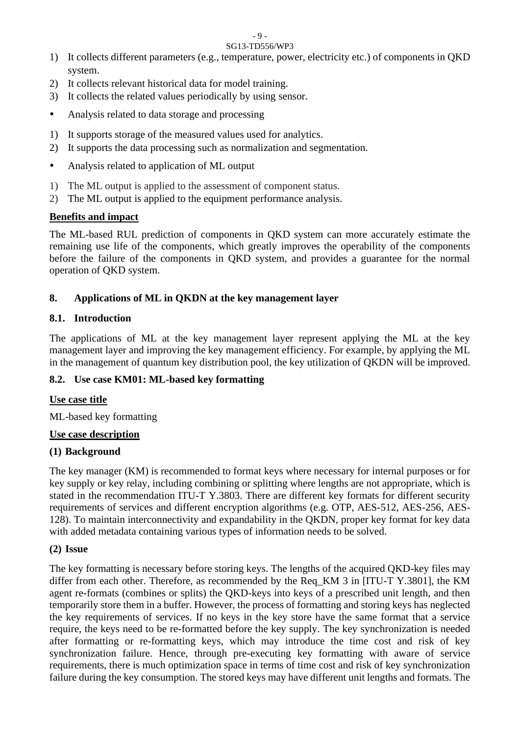1) It collects different parameters (e.g., temperature, power, electricity etc.) of components in QKD system.
2) It collects relevant historical data for model training.
3) It collects the related values periodically by using sensor.

- Analysis related to data storage and processing

1) It supports storage of the measured values used for analytics.
2) It supports the data processing such as normalization and segmentation.

- Analysis related to application of ML output

1) The ML output is applied to the assessment of component status.
2) The ML output is applied to the equipment performance analysis.

**Benefits and impact**

The ML-based RUL prediction of components in QKD system can more accurately estimate the remaining use life of the components, which greatly improves the operability of the components before the failure of the components in QKD system, and provides a guarantee for the normal operation of QKD system.

## 8. Applications of ML in QKDN at the key management layer

### 8.1. Introduction

The applications of ML at the key management layer represent applying the ML at the key management layer and improving the key management efficiency. For example, by applying the ML in the management of quantum key distribution pool, the key utilization of QKDN will be improved.

### 8.2. Use case KM01: ML-based key formatting

**Use case title**

ML-based key formatting

**Use case description**

**(1) Background**

The key manager (KM) is recommended to format keys where necessary for internal purposes or for key supply or key relay, including combining or splitting where lengths are not appropriate, which is stated in the recommendation ITU-T Y.3803. There are different key formats for different security requirements of services and different encryption algorithms (e.g. OTP, AES-512, AES-256, AES-128). To maintain interconnectivity and expandability in the QKDN, proper key format for key data with added metadata containing various types of information needs to be solved.

**(2) Issue**

The key formatting is necessary before storing keys. The lengths of the acquired QKD-key files may differ from each other. Therefore, as recommended by the Req_KM 3 in [ITU-T Y.3801], the KM agent re-formats (combines or splits) the QKD-keys into keys of a prescribed unit length, and then temporarily store them in a buffer. However, the process of formatting and storing keys has neglected the key requirements of services. If no keys in the key store have the same format that a service require, the keys need to be re-formatted before the key supply. The key synchronization is needed after formatting or re-formatting keys, which may introduce the time cost and risk of key synchronization failure. Hence, through pre-executing key formatting with aware of service requirements, there is much optimization space in terms of time cost and risk of key synchronization failure during the key consumption. The stored keys may have different unit lengths and formats. The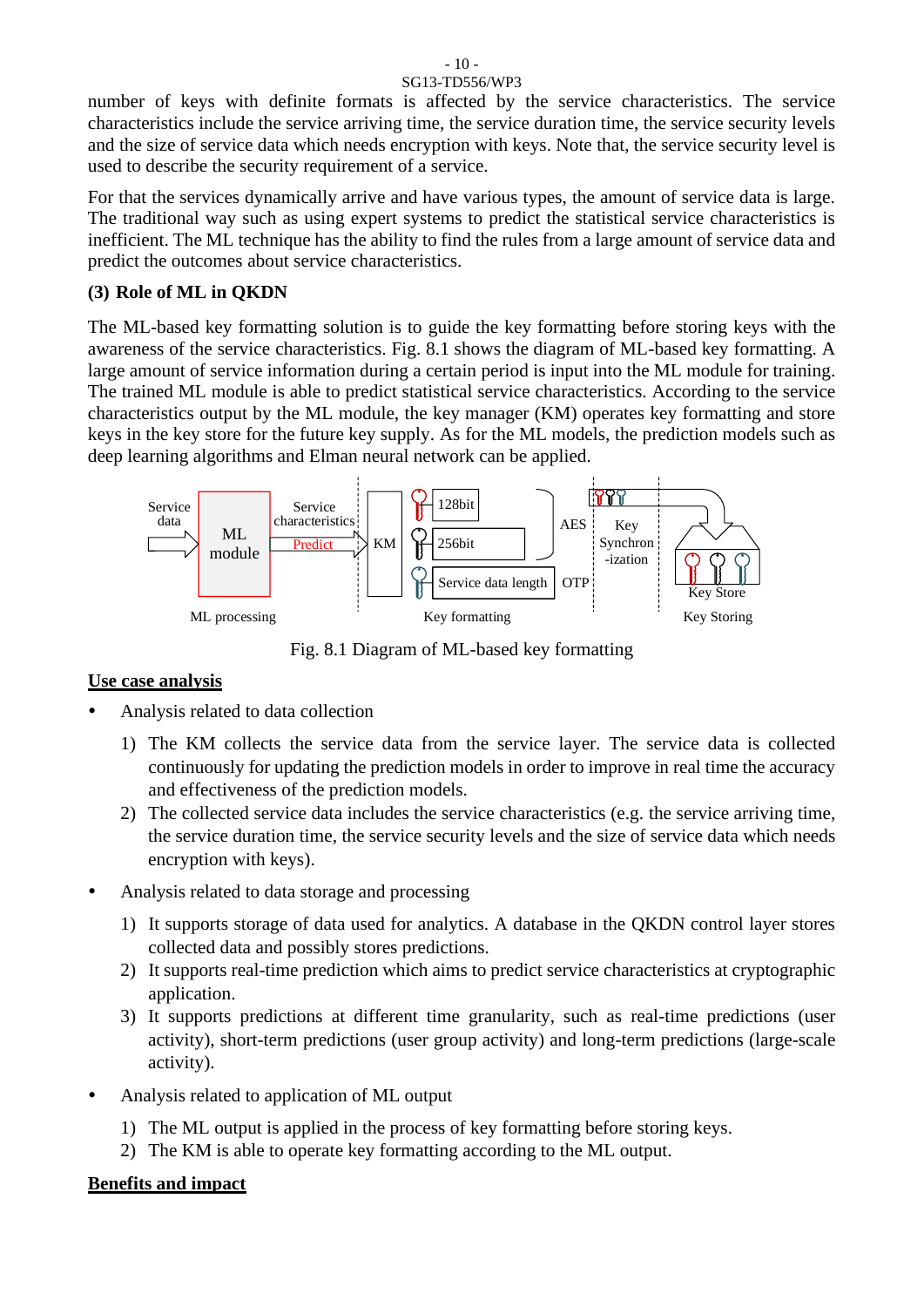number of keys with definite formats is affected by the service characteristics. The service characteristics include the service arriving time, the service duration time, the service security levels and the size of service data which needs encryption with keys. Note that, the service security level is used to describe the security requirement of a service.

For that the services dynamically arrive and have various types, the amount of service data is large. The traditional way such as using expert systems to predict the statistical service characteristics is inefficient. The ML technique has the ability to find the rules from a large amount of service data and predict the outcomes about service characteristics.

**(3) Role of ML in QKDN**

The ML-based key formatting solution is to guide the key formatting before storing keys with the awareness of the service characteristics. Fig. 8.1 shows the diagram of ML-based key formatting. A large amount of service information during a certain period is input into the ML module for training. The trained ML module is able to predict statistical service characteristics. According to the service characteristics output by the ML module, the key manager (KM) operates key formatting and store keys in the key store for the future key supply. As for the ML models, the prediction models such as deep learning algorithms and Elman neural network can be applied.

Fig. 8.1 Diagram of ML-based key formatting

**Use case analysis**

- Analysis related to data collection
  1) The KM collects the service data from the service layer. The service data is collected continuously for updating the prediction models in order to improve in real time the accuracy and effectiveness of the prediction models.
  2) The collected service data includes the service characteristics (e.g. the service arriving time, the service duration time, the service security levels and the size of service data which needs encryption with keys).
- Analysis related to data storage and processing
  1) It supports storage of data used for analytics. A database in the QKDN control layer stores collected data and possibly stores predictions.
  2) It supports real-time prediction which aims to predict service characteristics at cryptographic application.
  3) It supports predictions at different time granularity, such as real-time predictions (user activity), short-term predictions (user group activity) and long-term predictions (large-scale activity).
- Analysis related to application of ML output
  1) The ML output is applied in the process of key formatting before storing keys.
  2) The KM is able to operate key formatting according to the ML output.

**Benefits and impact**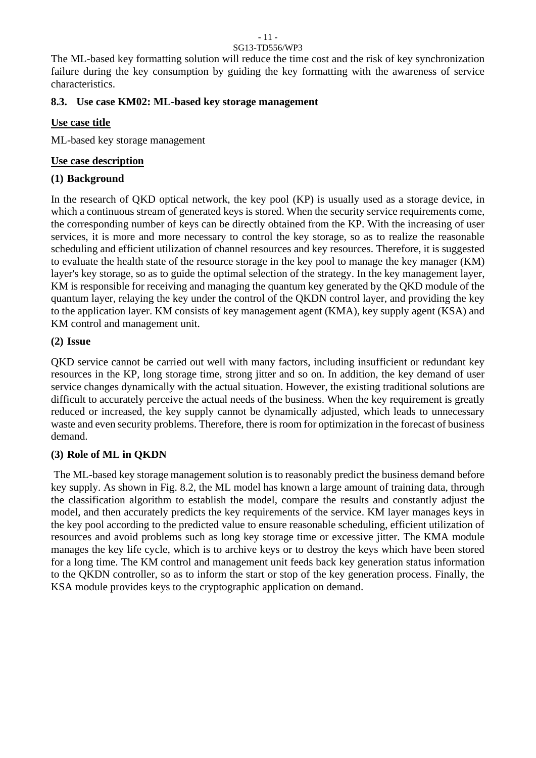The ML-based key formatting solution will reduce the time cost and the risk of key synchronization failure during the key consumption by guiding the key formatting with the awareness of service characteristics.

### 8.3. Use case KM02: ML-based key storage management

**Use case title**

ML-based key storage management

**Use case description**

**(1) Background**

In the research of QKD optical network, the key pool (KP) is usually used as a storage device, in which a continuous stream of generated keys is stored. When the security service requirements come, the corresponding number of keys can be directly obtained from the KP. With the increasing of user services, it is more and more necessary to control the key storage, so as to realize the reasonable scheduling and efficient utilization of channel resources and key resources. Therefore, it is suggested to evaluate the health state of the resource storage in the key pool to manage the key manager (KM) layer's key storage, so as to guide the optimal selection of the strategy. In the key management layer, KM is responsible for receiving and managing the quantum key generated by the QKD module of the quantum layer, relaying the key under the control of the QKDN control layer, and providing the key to the application layer. KM consists of key management agent (KMA), key supply agent (KSA) and KM control and management unit.

**(2) Issue**

QKD service cannot be carried out well with many factors, including insufficient or redundant key resources in the KP, long storage time, strong jitter and so on. In addition, the key demand of user service changes dynamically with the actual situation. However, the existing traditional solutions are difficult to accurately perceive the actual needs of the business. When the key requirement is greatly reduced or increased, the key supply cannot be dynamically adjusted, which leads to unnecessary waste and even security problems. Therefore, there is room for optimization in the forecast of business demand.

**(3) Role of ML in QKDN**

The ML-based key storage management solution is to reasonably predict the business demand before key supply. As shown in Fig. 8.2, the ML model has known a large amount of training data, through the classification algorithm to establish the model, compare the results and constantly adjust the model, and then accurately predicts the key requirements of the service. KM layer manages keys in the key pool according to the predicted value to ensure reasonable scheduling, efficient utilization of resources and avoid problems such as long key storage time or excessive jitter. The KMA module manages the key life cycle, which is to archive keys or to destroy the keys which have been stored for a long time. The KM control and management unit feeds back key generation status information to the QKDN controller, so as to inform the start or stop of the key generation process. Finally, the KSA module provides keys to the cryptographic application on demand.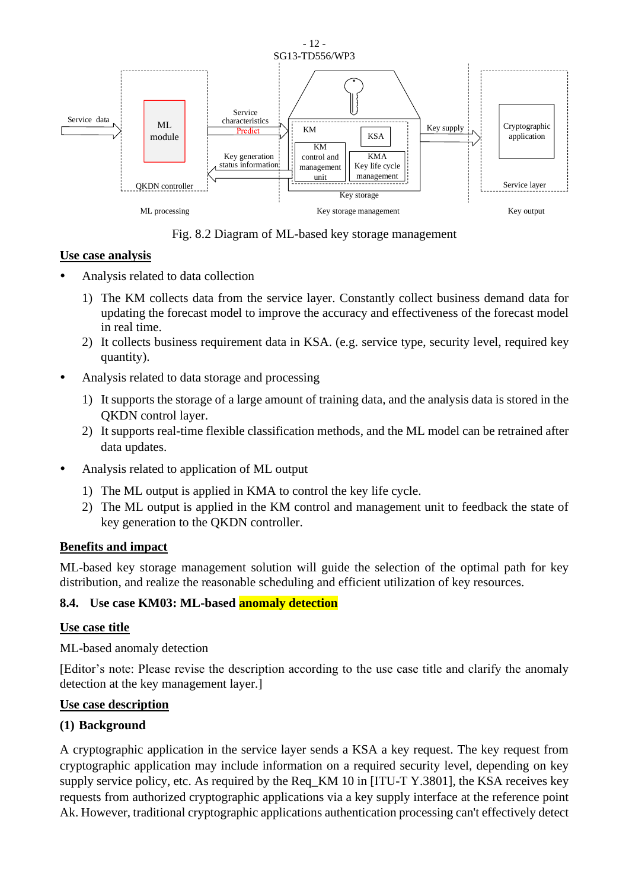Fig. 8.2 Diagram of ML-based key storage management

**Use case analysis**

- Analysis related to data collection
  1) The KM collects data from the service layer. Constantly collect business demand data for updating the forecast model to improve the accuracy and effectiveness of the forecast model in real time.
  2) It collects business requirement data in KSA. (e.g. service type, security level, required key quantity).
- Analysis related to data storage and processing
  1) It supports the storage of a large amount of training data, and the analysis data is stored in the QKDN control layer.
  2) It supports real-time flexible classification methods, and the ML model can be retrained after data updates.
- Analysis related to application of ML output
  1) The ML output is applied in KMA to control the key life cycle.
  2) The ML output is applied in the KM control and management unit to feedback the state of key generation to the QKDN controller.

**Benefits and impact**

ML-based key storage management solution will guide the selection of the optimal path for key distribution, and realize the reasonable scheduling and efficient utilization of key resources.

### 8.4. Use case KM03: ML-based anomaly detection

**Use case title**

ML-based anomaly detection

[Editor's note: Please revise the description according to the use case title and clarify the anomaly detection at the key management layer.]

**Use case description**

**(1) Background**

A cryptographic application in the service layer sends a KSA a key request. The key request from cryptographic application may include information on a required security level, depending on key supply service policy, etc. As required by the Req_KM 10 in [ITU-T Y.3801], the KSA receives key requests from authorized cryptographic applications via a key supply interface at the reference point Ak. However, traditional cryptographic applications authentication processing can't effectively detect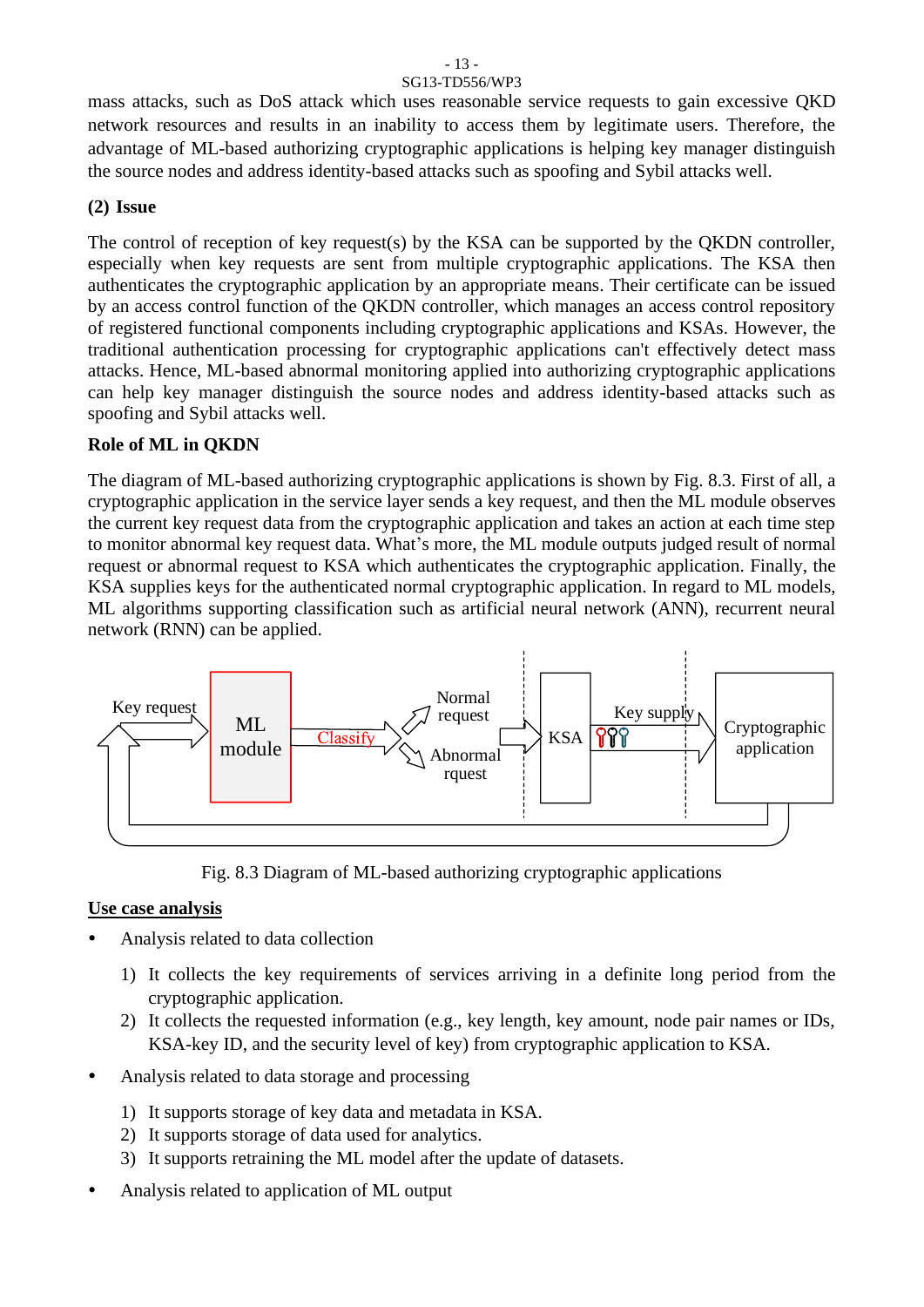mass attacks, such as DoS attack which uses reasonable service requests to gain excessive QKD network resources and results in an inability to access them by legitimate users. Therefore, the advantage of ML-based authorizing cryptographic applications is helping key manager distinguish the source nodes and address identity-based attacks such as spoofing and Sybil attacks well.

**(2) Issue**

The control of reception of key request(s) by the KSA can be supported by the QKDN controller, especially when key requests are sent from multiple cryptographic applications. The KSA then authenticates the cryptographic application by an appropriate means. Their certificate can be issued by an access control function of the QKDN controller, which manages an access control repository of registered functional components including cryptographic applications and KSAs. However, the traditional authentication processing for cryptographic applications can't effectively detect mass attacks. Hence, ML-based abnormal monitoring applied into authorizing cryptographic applications can help key manager distinguish the source nodes and address identity-based attacks such as spoofing and Sybil attacks well.

**Role of ML in QKDN**

The diagram of ML-based authorizing cryptographic applications is shown by Fig. 8.3. First of all, a cryptographic application in the service layer sends a key request, and then the ML module observes the current key request data from the cryptographic application and takes an action at each time step to monitor abnormal key request data. What's more, the ML module outputs judged result of normal request or abnormal request to KSA which authenticates the cryptographic application. Finally, the KSA supplies keys for the authenticated normal cryptographic application. In regard to ML models, ML algorithms supporting classification such as artificial neural network (ANN), recurrent neural network (RNN) can be applied.

Key request | ML module | Classify | Normal request | Abnormal rquest | KSA | Key supply | Cryptographic application

Fig. 8.3 Diagram of ML-based authorizing cryptographic applications

__Use case analysis__

- Analysis related to data collection
  1) It collects the key requirements of services arriving in a definite long period from the cryptographic application.
  2) It collects the requested information (e.g., key length, key amount, node pair names or IDs, KSA-key ID, and the security level of key) from cryptographic application to KSA.
- Analysis related to data storage and processing
  1) It supports storage of key data and metadata in KSA.
  2) It supports storage of data used for analytics.
  3) It supports retraining the ML model after the update of datasets.
- Analysis related to application of ML output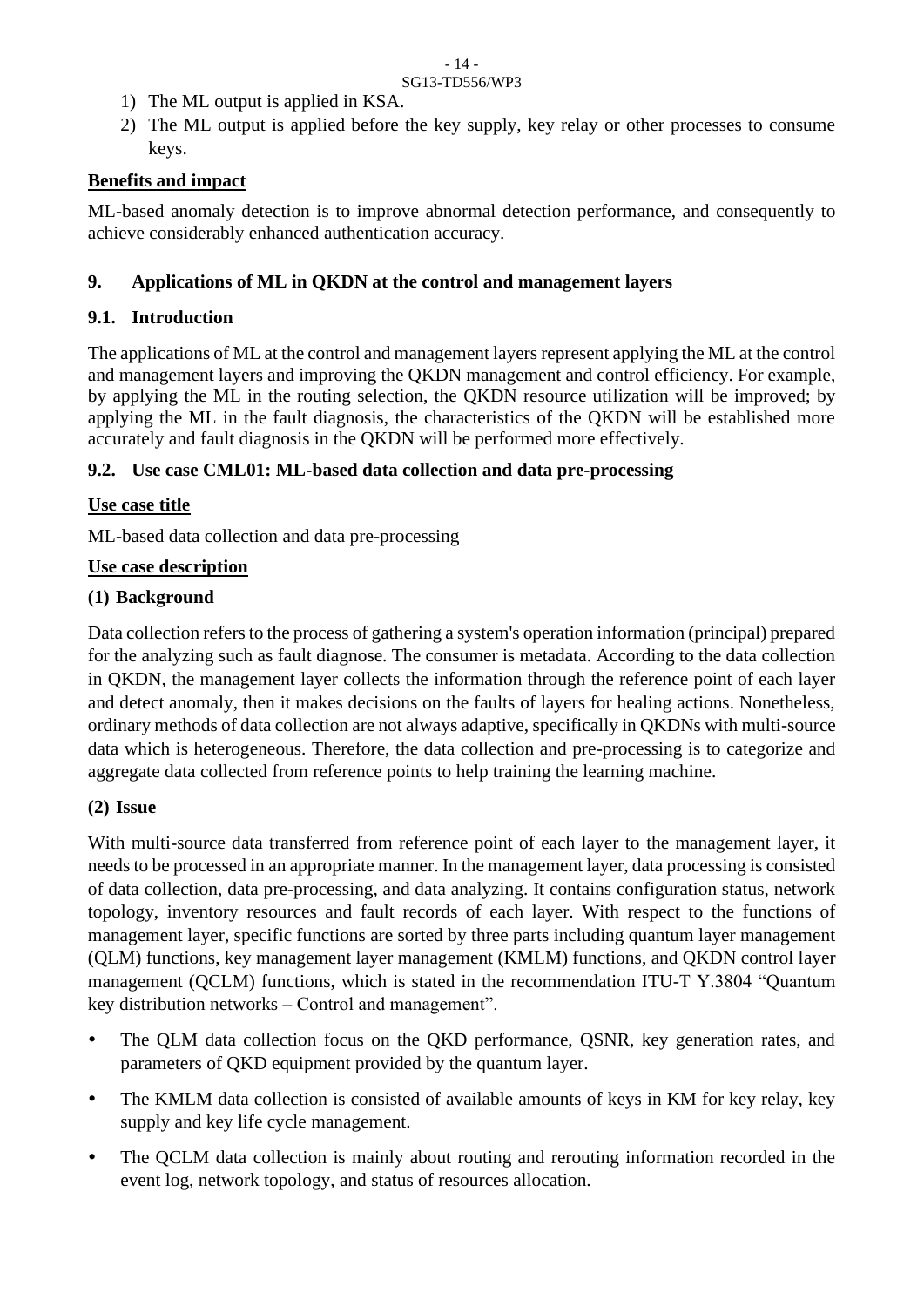1) The ML output is applied in KSA.
2) The ML output is applied before the key supply, key relay or other processes to consume keys.

**Benefits and impact**

ML-based anomaly detection is to improve abnormal detection performance, and consequently to achieve considerably enhanced authentication accuracy.

## 9. Applications of ML in QKDN at the control and management layers

### 9.1. Introduction

The applications of ML at the control and management layers represent applying the ML at the control and management layers and improving the QKDN management and control efficiency. For example, by applying the ML in the routing selection, the QKDN resource utilization will be improved; by applying the ML in the fault diagnosis, the characteristics of the QKDN will be established more accurately and fault diagnosis in the QKDN will be performed more effectively.

### 9.2. Use case CML01: ML-based data collection and data pre-processing

**Use case title**

ML-based data collection and data pre-processing

**Use case description**

**(1) Background**

Data collection refers to the process of gathering a system's operation information (principal) prepared for the analyzing such as fault diagnose. The consumer is metadata. According to the data collection in QKDN, the management layer collects the information through the reference point of each layer and detect anomaly, then it makes decisions on the faults of layers for healing actions. Nonetheless, ordinary methods of data collection are not always adaptive, specifically in QKDNs with multi-source data which is heterogeneous. Therefore, the data collection and pre-processing is to categorize and aggregate data collected from reference points to help training the learning machine.

**(2) Issue**

With multi-source data transferred from reference point of each layer to the management layer, it needs to be processed in an appropriate manner. In the management layer, data processing is consisted of data collection, data pre-processing, and data analyzing. It contains configuration status, network topology, inventory resources and fault records of each layer. With respect to the functions of management layer, specific functions are sorted by three parts including quantum layer management (QLM) functions, key management layer management (KMLM) functions, and QKDN control layer management (QCLM) functions, which is stated in the recommendation ITU-T Y.3804 "Quantum key distribution networks – Control and management".

- The QLM data collection focus on the QKD performance, QSNR, key generation rates, and parameters of QKD equipment provided by the quantum layer.
- The KMLM data collection is consisted of available amounts of keys in KM for key relay, key supply and key life cycle management.
- The QCLM data collection is mainly about routing and rerouting information recorded in the event log, network topology, and status of resources allocation.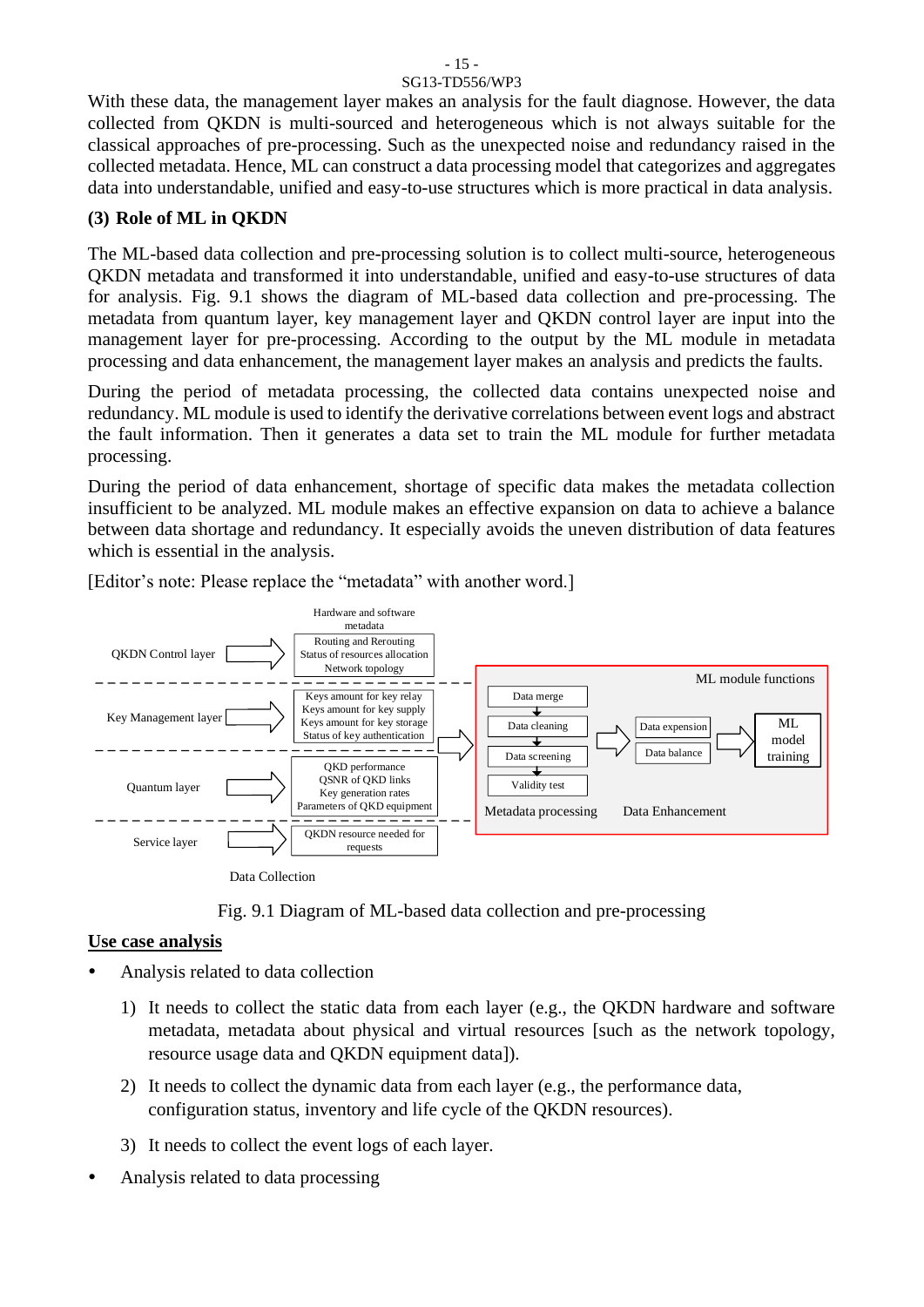With these data, the management layer makes an analysis for the fault diagnose. However, the data collected from QKDN is multi-sourced and heterogeneous which is not always suitable for the classical approaches of pre-processing. Such as the unexpected noise and redundancy raised in the collected metadata. Hence, ML can construct a data processing model that categorizes and aggregates data into understandable, unified and easy-to-use structures which is more practical in data analysis.

**(3) Role of ML in QKDN**

The ML-based data collection and pre-processing solution is to collect multi-source, heterogeneous QKDN metadata and transformed it into understandable, unified and easy-to-use structures of data for analysis. Fig. 9.1 shows the diagram of ML-based data collection and pre-processing. The metadata from quantum layer, key management layer and QKDN control layer are input into the management layer for pre-processing. According to the output by the ML module in metadata processing and data enhancement, the management layer makes an analysis and predicts the faults.

During the period of metadata processing, the collected data contains unexpected noise and redundancy. ML module is used to identify the derivative correlations between event logs and abstract the fault information. Then it generates a data set to train the ML module for further metadata processing.

During the period of data enhancement, shortage of specific data makes the metadata collection insufficient to be analyzed. ML module makes an effective expansion on data to achieve a balance between data shortage and redundancy. It especially avoids the uneven distribution of data features which is essential in the analysis.

[Editor's note: Please replace the "metadata" with another word.]

Fig. 9.1 Diagram of ML-based data collection and pre-processing

**Use case analysis**

- Analysis related to data collection

  1) It needs to collect the static data from each layer (e.g., the QKDN hardware and software metadata, metadata about physical and virtual resources [such as the network topology, resource usage data and QKDN equipment data]).

  2) It needs to collect the dynamic data from each layer (e.g., the performance data, configuration status, inventory and life cycle of the QKDN resources).

  3) It needs to collect the event logs of each layer.

- Analysis related to data processing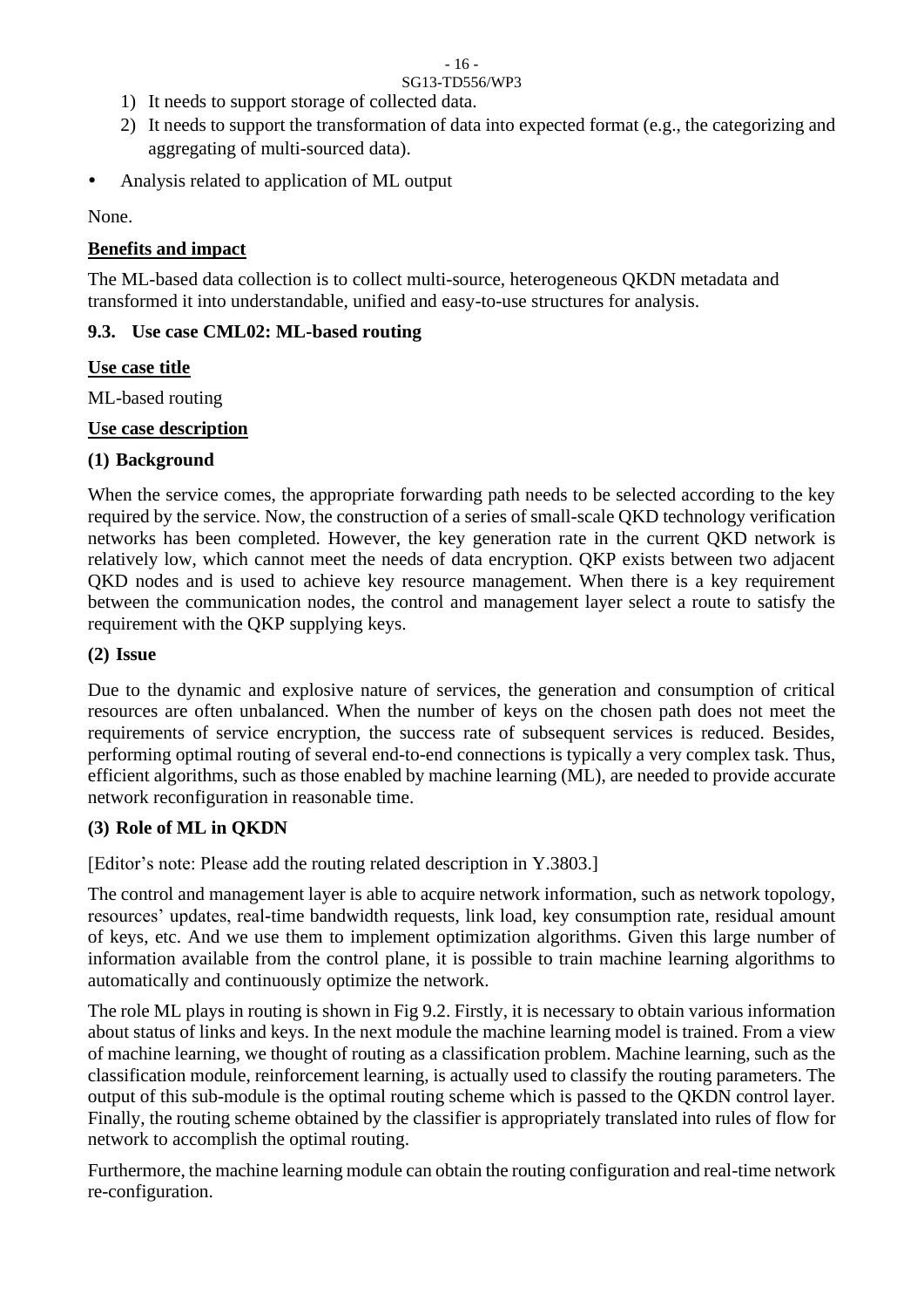1) It needs to support storage of collected data.
2) It needs to support the transformation of data into expected format (e.g., the categorizing and aggregating of multi-sourced data).

- Analysis related to application of ML output

None.

**Benefits and impact**

The ML-based data collection is to collect multi-source, heterogeneous QKDN metadata and transformed it into understandable, unified and easy-to-use structures for analysis.

### 9.3. Use case CML02: ML-based routing

**Use case title**

ML-based routing

**Use case description**

**(1) Background**

When the service comes, the appropriate forwarding path needs to be selected according to the key required by the service. Now, the construction of a series of small-scale QKD technology verification networks has been completed. However, the key generation rate in the current QKD network is relatively low, which cannot meet the needs of data encryption. QKP exists between two adjacent QKD nodes and is used to achieve key resource management. When there is a key requirement between the communication nodes, the control and management layer select a route to satisfy the requirement with the QKP supplying keys.

**(2) Issue**

Due to the dynamic and explosive nature of services, the generation and consumption of critical resources are often unbalanced. When the number of keys on the chosen path does not meet the requirements of service encryption, the success rate of subsequent services is reduced. Besides, performing optimal routing of several end-to-end connections is typically a very complex task. Thus, efficient algorithms, such as those enabled by machine learning (ML), are needed to provide accurate network reconfiguration in reasonable time.

**(3) Role of ML in QKDN**

[Editor's note: Please add the routing related description in Y.3803.]

The control and management layer is able to acquire network information, such as network topology, resources' updates, real-time bandwidth requests, link load, key consumption rate, residual amount of keys, etc. And we use them to implement optimization algorithms. Given this large number of information available from the control plane, it is possible to train machine learning algorithms to automatically and continuously optimize the network.

The role ML plays in routing is shown in Fig 9.2. Firstly, it is necessary to obtain various information about status of links and keys. In the next module the machine learning model is trained. From a view of machine learning, we thought of routing as a classification problem. Machine learning, such as the classification module, reinforcement learning, is actually used to classify the routing parameters. The output of this sub-module is the optimal routing scheme which is passed to the QKDN control layer. Finally, the routing scheme obtained by the classifier is appropriately translated into rules of flow for network to accomplish the optimal routing.

Furthermore, the machine learning module can obtain the routing configuration and real-time network re-configuration.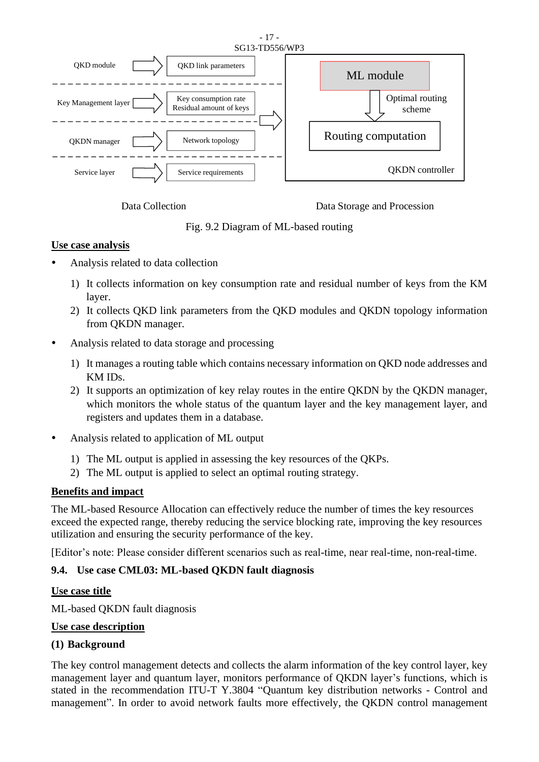| | |
|---|---|
| QKD module | QKD link parameters |
| Key Management layer | Key consumption rate<br>Residual amount of keys |
| QKDN manager | Network topology |
| Service layer | Service requirements |

ML module → Optimal routing scheme → Routing computation

QKDN controller

Data Collection — Data Storage and Procession

Fig. 9.2 Diagram of ML-based routing

**Use case analysis**

- Analysis related to data collection
  1) It collects information on key consumption rate and residual number of keys from the KM layer.
  2) It collects QKD link parameters from the QKD modules and QKDN topology information from QKDN manager.
- Analysis related to data storage and processing
  1) It manages a routing table which contains necessary information on QKD node addresses and KM IDs.
  2) It supports an optimization of key relay routes in the entire QKDN by the QKDN manager, which monitors the whole status of the quantum layer and the key management layer, and registers and updates them in a database.
- Analysis related to application of ML output
  1) The ML output is applied in assessing the key resources of the QKPs.
  2) The ML output is applied to select an optimal routing strategy.

**Benefits and impact**

The ML-based Resource Allocation can effectively reduce the number of times the key resources exceed the expected range, thereby reducing the service blocking rate, improving the key resources utilization and ensuring the security performance of the key.

[Editor's note: Please consider different scenarios such as real-time, near real-time, non-real-time.

### 9.4. Use case CML03: ML-based QKDN fault diagnosis

**Use case title**

ML-based QKDN fault diagnosis

**Use case description**

**(1) Background**

The key control management detects and collects the alarm information of the key control layer, key management layer and quantum layer, monitors performance of QKDN layer's functions, which is stated in the recommendation ITU-T Y.3804 "Quantum key distribution networks - Control and management". In order to avoid network faults more effectively, the QKDN control management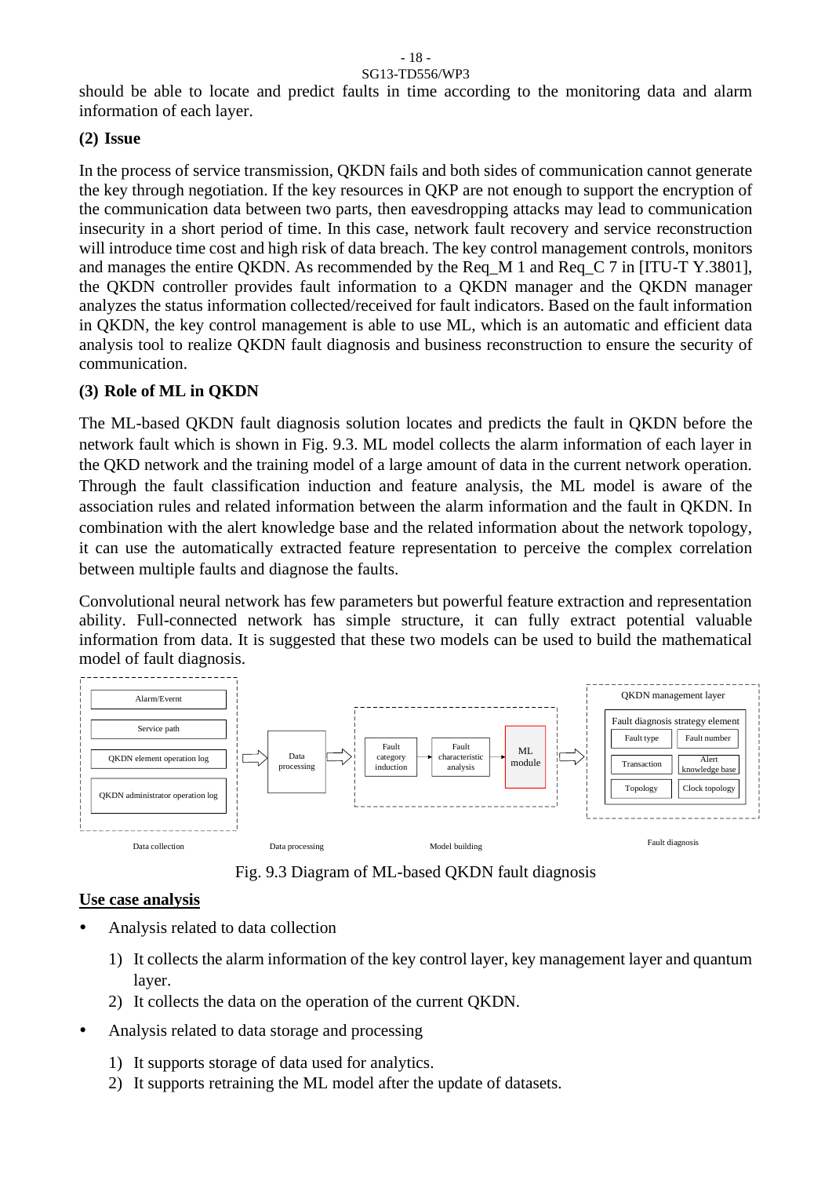should be able to locate and predict faults in time according to the monitoring data and alarm information of each layer.

**(2) Issue**

In the process of service transmission, QKDN fails and both sides of communication cannot generate the key through negotiation. If the key resources in QKP are not enough to support the encryption of the communication data between two parts, then eavesdropping attacks may lead to communication insecurity in a short period of time. In this case, network fault recovery and service reconstruction will introduce time cost and high risk of data breach. The key control management controls, monitors and manages the entire QKDN. As recommended by the Req_M 1 and Req_C 7 in [ITU-T Y.3801], the QKDN controller provides fault information to a QKDN manager and the QKDN manager analyzes the status information collected/received for fault indicators. Based on the fault information in QKDN, the key control management is able to use ML, which is an automatic and efficient data analysis tool to realize QKDN fault diagnosis and business reconstruction to ensure the security of communication.

**(3) Role of ML in QKDN**

The ML-based QKDN fault diagnosis solution locates and predicts the fault in QKDN before the network fault which is shown in Fig. 9.3. ML model collects the alarm information of each layer in the QKD network and the training model of a large amount of data in the current network operation. Through the fault classification induction and feature analysis, the ML model is aware of the association rules and related information between the alarm information and the fault in QKDN. In combination with the alert knowledge base and the related information about the network topology, it can use the automatically extracted feature representation to perceive the complex correlation between multiple faults and diagnose the faults.

Convolutional neural network has few parameters but powerful feature extraction and representation ability. Full-connected network has simple structure, it can fully extract potential valuable information from data. It is suggested that these two models can be used to build the mathematical model of fault diagnosis.

Alarm/Evernt | Service path | QKDN element operation log | QKDN administrator operation log → Data processing → Fault category induction → Fault characteristic analysis → ML module → QKDN management layer: Fault diagnosis strategy element (Fault type, Fault number, Transaction, Alert knowledge base, Topology, Clock topology)

Data collection | Data processing | Model building | Fault diagnosis

Fig. 9.3 Diagram of ML-based QKDN fault diagnosis

**Use case analysis**

- Analysis related to data collection
  1) It collects the alarm information of the key control layer, key management layer and quantum layer.
  2) It collects the data on the operation of the current QKDN.
- Analysis related to data storage and processing
  1) It supports storage of data used for analytics.
  2) It supports retraining the ML model after the update of datasets.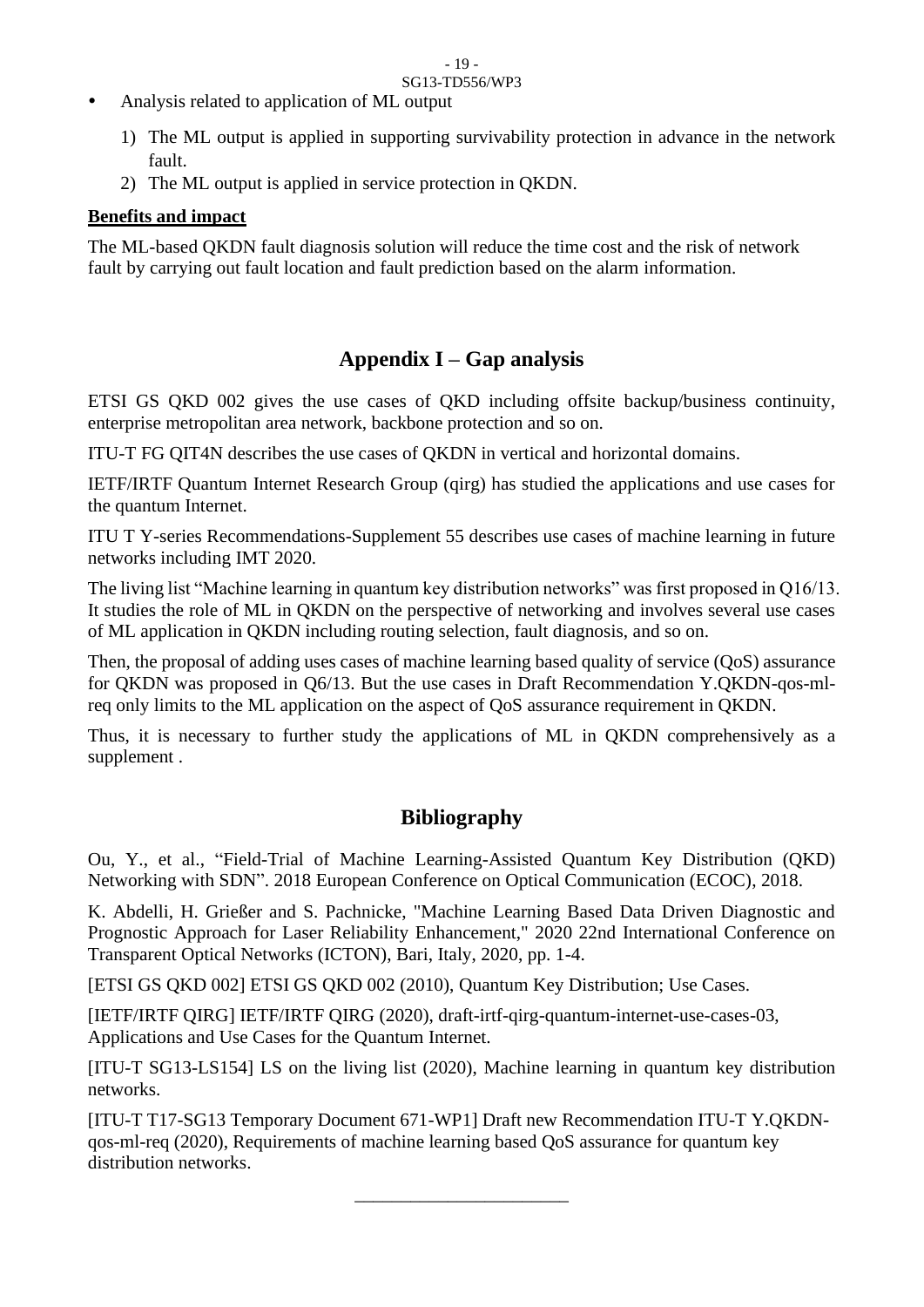- Analysis related to application of ML output

  1) The ML output is applied in supporting survivability protection in advance in the network fault.
  2) The ML output is applied in service protection in QKDN.

**Benefits and impact**

The ML-based QKDN fault diagnosis solution will reduce the time cost and the risk of network fault by carrying out fault location and fault prediction based on the alarm information.

## Appendix I – Gap analysis

ETSI GS QKD 002 gives the use cases of QKD including offsite backup/business continuity, enterprise metropolitan area network, backbone protection and so on.

ITU-T FG QIT4N describes the use cases of QKDN in vertical and horizontal domains.

IETF/IRTF Quantum Internet Research Group (qirg) has studied the applications and use cases for the quantum Internet.

ITU T Y-series Recommendations-Supplement 55 describes use cases of machine learning in future networks including IMT 2020.

The living list "Machine learning in quantum key distribution networks" was first proposed in Q16/13. It studies the role of ML in QKDN on the perspective of networking and involves several use cases of ML application in QKDN including routing selection, fault diagnosis, and so on.

Then, the proposal of adding uses cases of machine learning based quality of service (QoS) assurance for QKDN was proposed in Q6/13. But the use cases in Draft Recommendation Y.QKDN-qos-ml-req only limits to the ML application on the aspect of QoS assurance requirement in QKDN.

Thus, it is necessary to further study the applications of ML in QKDN comprehensively as a supplement .

## Bibliography

Ou, Y., et al., "Field-Trial of Machine Learning-Assisted Quantum Key Distribution (QKD) Networking with SDN". 2018 European Conference on Optical Communication (ECOC), 2018.

K. Abdelli, H. Grießer and S. Pachnicke, "Machine Learning Based Data Driven Diagnostic and Prognostic Approach for Laser Reliability Enhancement," 2020 22nd International Conference on Transparent Optical Networks (ICTON), Bari, Italy, 2020, pp. 1-4.

[ETSI GS QKD 002] ETSI GS QKD 002 (2010), Quantum Key Distribution; Use Cases.

[IETF/IRTF QIRG] IETF/IRTF QIRG (2020), draft-irtf-qirg-quantum-internet-use-cases-03, Applications and Use Cases for the Quantum Internet.

[ITU-T SG13-LS154] LS on the living list (2020), Machine learning in quantum key distribution networks.

[ITU-T T17-SG13 Temporary Document 671-WP1] Draft new Recommendation ITU-T Y.QKDN-qos-ml-req (2020), Requirements of machine learning based QoS assurance for quantum key distribution networks.

______________________